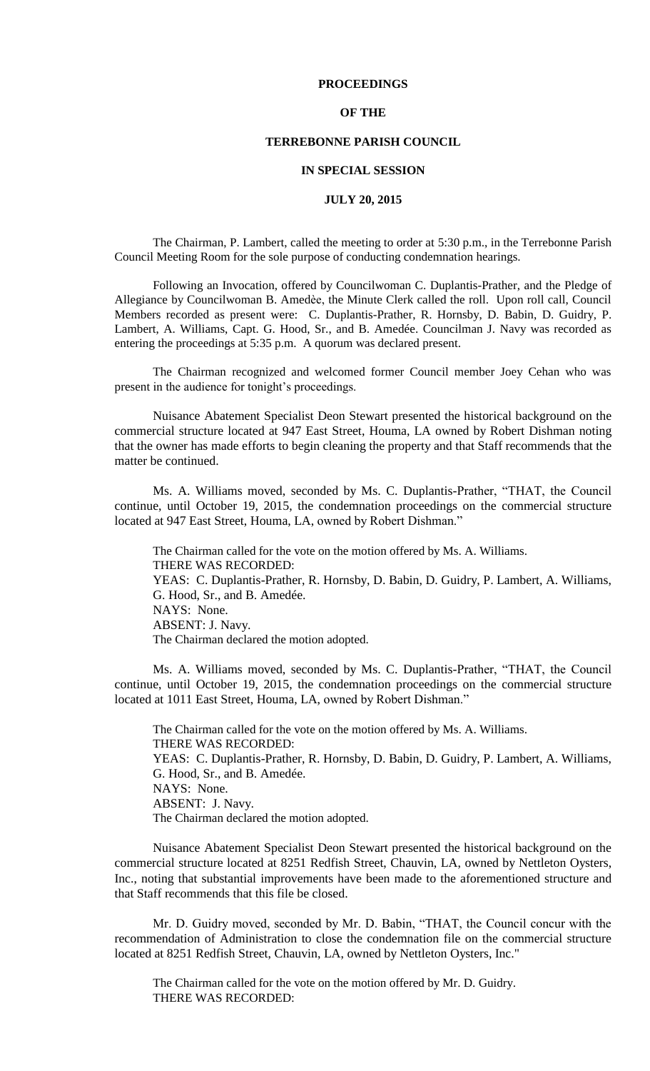# PROCEEDINGS

# OF THE

# TERREBONNE PARISH COUNCIL

# IN SPECIAL SESSION

# JULY 20, 2015

The Chairman, P. Lambert, called the meeting to order at 5:30 p.m., in the Terrebonne Parish Council Meeting Room for the sole purpose of conducting condemnation hearings.

Following an Invocation, offered by Councilwoman C. Duplantis-Prather, and the Pledge of Allegiance by Councilwoman B. Amedèe, the Minute Clerk called the roll. Upon roll call, Council Members recorded as present were: C. Duplantis-Prather, R. Hornsby, D. Babin, D. Guidry, P. Lambert, A. Williams, Capt. G. Hood, Sr., and B. Amedée. Councilman J. Navy was recorded as entering the proceedings at 5:35 p.m. A quorum was declared present.

The Chairman recognized and welcomed former Council member Joey Cehan who was present in the audience for tonight's proceedings.

Nuisance Abatement Specialist Deon Stewart presented the historical background on the commercial structure located at 947 East Street, Houma, LA owned by Robert Dishman noting that the owner has made efforts to begin cleaning the property and that Staff recommends that the matter be continued.

Ms. A. Williams moved, seconded by Ms. C. Duplantis-Prather, "THAT, the Council continue, until October 19, 2015, the condemnation proceedings on the commercial structure located at 947 East Street, Houma, LA, owned by Robert Dishman."

The Chairman called for the vote on the motion offered by Ms. A. Williams.
THERE WAS RECORDED:
YEAS: C. Duplantis-Prather, R. Hornsby, D. Babin, D. Guidry, P. Lambert, A. Williams, G. Hood, Sr., and B. Amedée.
NAYS: None.
ABSENT: J. Navy.
The Chairman declared the motion adopted.

Ms. A. Williams moved, seconded by Ms. C. Duplantis-Prather, "THAT, the Council continue, until October 19, 2015, the condemnation proceedings on the commercial structure located at 1011 East Street, Houma, LA, owned by Robert Dishman."

The Chairman called for the vote on the motion offered by Ms. A. Williams.
THERE WAS RECORDED:
YEAS: C. Duplantis-Prather, R. Hornsby, D. Babin, D. Guidry, P. Lambert, A. Williams, G. Hood, Sr., and B. Amedée.
NAYS: None.
ABSENT: J. Navy.
The Chairman declared the motion adopted.

Nuisance Abatement Specialist Deon Stewart presented the historical background on the commercial structure located at 8251 Redfish Street, Chauvin, LA, owned by Nettleton Oysters, Inc., noting that substantial improvements have been made to the aforementioned structure and that Staff recommends that this file be closed.

Mr. D. Guidry moved, seconded by Mr. D. Babin, "THAT, the Council concur with the recommendation of Administration to close the condemnation file on the commercial structure located at 8251 Redfish Street, Chauvin, LA, owned by Nettleton Oysters, Inc."

The Chairman called for the vote on the motion offered by Mr. D. Guidry.
THERE WAS RECORDED: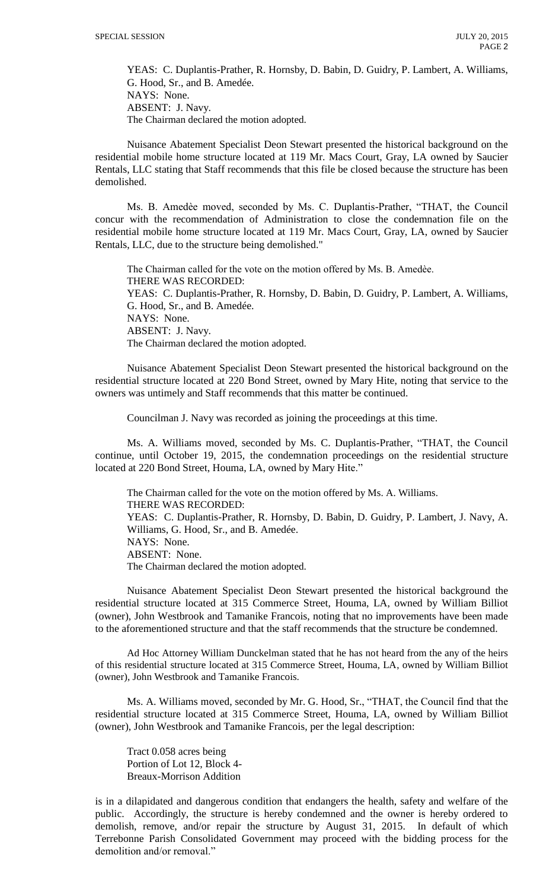YEAS: C. Duplantis-Prather, R. Hornsby, D. Babin, D. Guidry, P. Lambert, A. Williams, G. Hood, Sr., and B. Amedée.
NAYS: None.
ABSENT: J. Navy.
The Chairman declared the motion adopted.

Nuisance Abatement Specialist Deon Stewart presented the historical background on the residential mobile home structure located at 119 Mr. Macs Court, Gray, LA owned by Saucier Rentals, LLC stating that Staff recommends that this file be closed because the structure has been demolished.

Ms. B. Amedèe moved, seconded by Ms. C. Duplantis-Prather, "THAT, the Council concur with the recommendation of Administration to close the condemnation file on the residential mobile home structure located at 119 Mr. Macs Court, Gray, LA, owned by Saucier Rentals, LLC, due to the structure being demolished."

The Chairman called for the vote on the motion offered by Ms. B. Amedèe.
THERE WAS RECORDED:
YEAS: C. Duplantis-Prather, R. Hornsby, D. Babin, D. Guidry, P. Lambert, A. Williams, G. Hood, Sr., and B. Amedée.
NAYS: None.
ABSENT: J. Navy.
The Chairman declared the motion adopted.

Nuisance Abatement Specialist Deon Stewart presented the historical background on the residential structure located at 220 Bond Street, owned by Mary Hite, noting that service to the owners was untimely and Staff recommends that this matter be continued.

Councilman J. Navy was recorded as joining the proceedings at this time.

Ms. A. Williams moved, seconded by Ms. C. Duplantis-Prather, "THAT, the Council continue, until October 19, 2015, the condemnation proceedings on the residential structure located at 220 Bond Street, Houma, LA, owned by Mary Hite."

The Chairman called for the vote on the motion offered by Ms. A. Williams.
THERE WAS RECORDED:
YEAS: C. Duplantis-Prather, R. Hornsby, D. Babin, D. Guidry, P. Lambert, J. Navy, A. Williams, G. Hood, Sr., and B. Amedée.
NAYS: None.
ABSENT: None.
The Chairman declared the motion adopted.

Nuisance Abatement Specialist Deon Stewart presented the historical background the residential structure located at 315 Commerce Street, Houma, LA, owned by William Billiot (owner), John Westbrook and Tamanike Francois, noting that no improvements have been made to the aforementioned structure and that the staff recommends that the structure be condemned.

Ad Hoc Attorney William Dunckelman stated that he has not heard from the any of the heirs of this residential structure located at 315 Commerce Street, Houma, LA, owned by William Billiot (owner), John Westbrook and Tamanike Francois.

Ms. A. Williams moved, seconded by Mr. G. Hood, Sr., "THAT, the Council find that the residential structure located at 315 Commerce Street, Houma, LA, owned by William Billiot (owner), John Westbrook and Tamanike Francois, per the legal description:

Tract 0.058 acres being
Portion of Lot 12, Block 4-
Breaux-Morrison Addition

is in a dilapidated and dangerous condition that endangers the health, safety and welfare of the public. Accordingly, the structure is hereby condemned and the owner is hereby ordered to demolish, remove, and/or repair the structure by August 31, 2015. In default of which Terrebonne Parish Consolidated Government may proceed with the bidding process for the demolition and/or removal."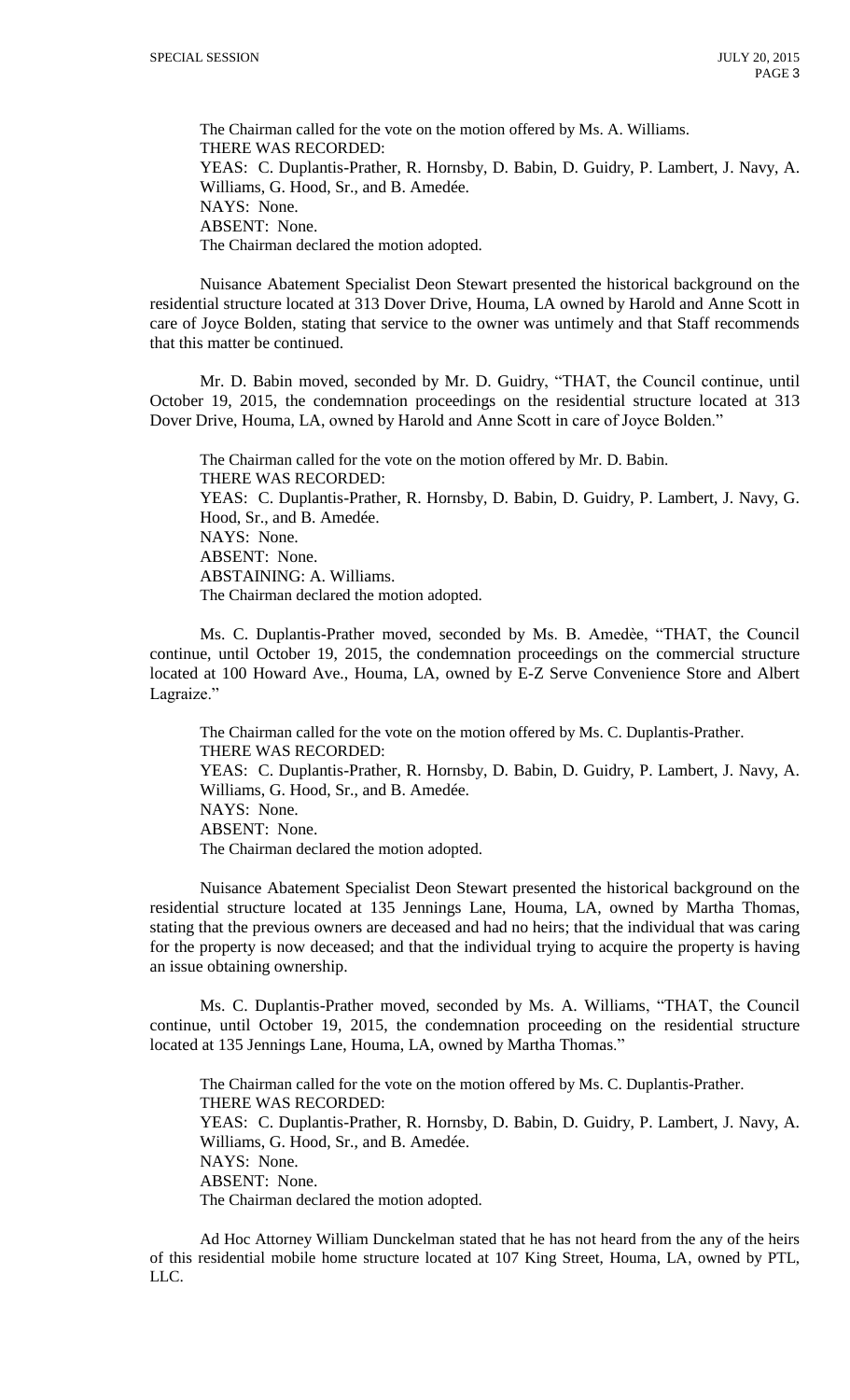The Chairman called for the vote on the motion offered by Ms. A. Williams.
THERE WAS RECORDED:
YEAS: C. Duplantis-Prather, R. Hornsby, D. Babin, D. Guidry, P. Lambert, J. Navy, A. Williams, G. Hood, Sr., and B. Amedée.
NAYS: None.
ABSENT: None.
The Chairman declared the motion adopted.

Nuisance Abatement Specialist Deon Stewart presented the historical background on the residential structure located at 313 Dover Drive, Houma, LA owned by Harold and Anne Scott in care of Joyce Bolden, stating that service to the owner was untimely and that Staff recommends that this matter be continued.

Mr. D. Babin moved, seconded by Mr. D. Guidry, "THAT, the Council continue, until October 19, 2015, the condemnation proceedings on the residential structure located at 313 Dover Drive, Houma, LA, owned by Harold and Anne Scott in care of Joyce Bolden."

The Chairman called for the vote on the motion offered by Mr. D. Babin.
THERE WAS RECORDED:
YEAS: C. Duplantis-Prather, R. Hornsby, D. Babin, D. Guidry, P. Lambert, J. Navy, G. Hood, Sr., and B. Amedée.
NAYS: None.
ABSENT: None.
ABSTAINING: A. Williams.
The Chairman declared the motion adopted.

Ms. C. Duplantis-Prather moved, seconded by Ms. B. Amedèe, "THAT, the Council continue, until October 19, 2015, the condemnation proceedings on the commercial structure located at 100 Howard Ave., Houma, LA, owned by E-Z Serve Convenience Store and Albert Lagraize."

The Chairman called for the vote on the motion offered by Ms. C. Duplantis-Prather.
THERE WAS RECORDED:
YEAS: C. Duplantis-Prather, R. Hornsby, D. Babin, D. Guidry, P. Lambert, J. Navy, A. Williams, G. Hood, Sr., and B. Amedée.
NAYS: None.
ABSENT: None.
The Chairman declared the motion adopted.

Nuisance Abatement Specialist Deon Stewart presented the historical background on the residential structure located at 135 Jennings Lane, Houma, LA, owned by Martha Thomas, stating that the previous owners are deceased and had no heirs; that the individual that was caring for the property is now deceased; and that the individual trying to acquire the property is having an issue obtaining ownership.

Ms. C. Duplantis-Prather moved, seconded by Ms. A. Williams, "THAT, the Council continue, until October 19, 2015, the condemnation proceeding on the residential structure located at 135 Jennings Lane, Houma, LA, owned by Martha Thomas."

The Chairman called for the vote on the motion offered by Ms. C. Duplantis-Prather.
THERE WAS RECORDED:
YEAS: C. Duplantis-Prather, R. Hornsby, D. Babin, D. Guidry, P. Lambert, J. Navy, A. Williams, G. Hood, Sr., and B. Amedée.
NAYS: None.
ABSENT: None.
The Chairman declared the motion adopted.

Ad Hoc Attorney William Dunckelman stated that he has not heard from the any of the heirs of this residential mobile home structure located at 107 King Street, Houma, LA, owned by PTL, LLC.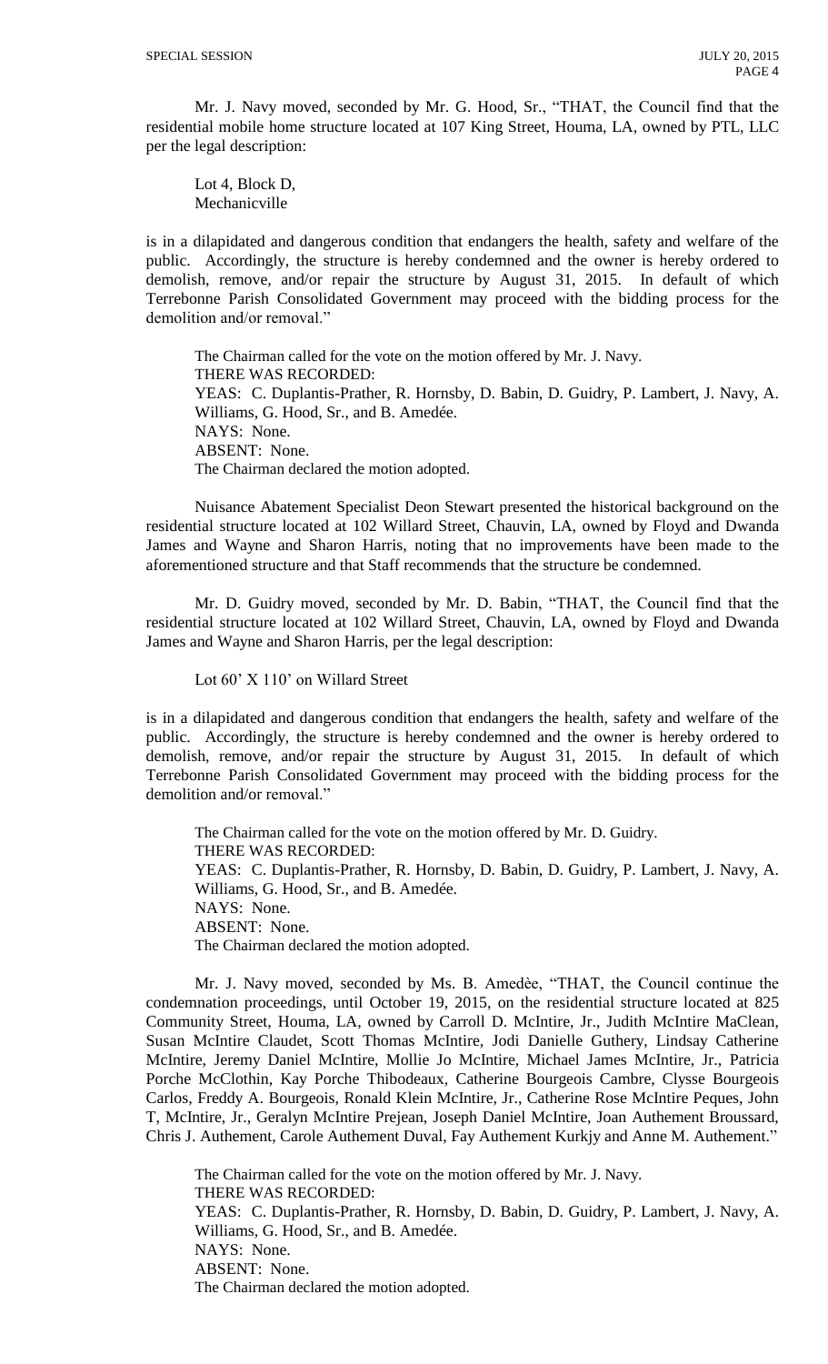Mr. J. Navy moved, seconded by Mr. G. Hood, Sr., "THAT, the Council find that the residential mobile home structure located at 107 King Street, Houma, LA, owned by PTL, LLC per the legal description:

Lot 4, Block D,
Mechanicville

is in a dilapidated and dangerous condition that endangers the health, safety and welfare of the public. Accordingly, the structure is hereby condemned and the owner is hereby ordered to demolish, remove, and/or repair the structure by August 31, 2015. In default of which Terrebonne Parish Consolidated Government may proceed with the bidding process for the demolition and/or removal."

The Chairman called for the vote on the motion offered by Mr. J. Navy.
THERE WAS RECORDED:
YEAS: C. Duplantis-Prather, R. Hornsby, D. Babin, D. Guidry, P. Lambert, J. Navy, A. Williams, G. Hood, Sr., and B. Amedée.
NAYS: None.
ABSENT: None.
The Chairman declared the motion adopted.

Nuisance Abatement Specialist Deon Stewart presented the historical background on the residential structure located at 102 Willard Street, Chauvin, LA, owned by Floyd and Dwanda James and Wayne and Sharon Harris, noting that no improvements have been made to the aforementioned structure and that Staff recommends that the structure be condemned.

Mr. D. Guidry moved, seconded by Mr. D. Babin, "THAT, the Council find that the residential structure located at 102 Willard Street, Chauvin, LA, owned by Floyd and Dwanda James and Wayne and Sharon Harris, per the legal description:

Lot 60' X 110' on Willard Street

is in a dilapidated and dangerous condition that endangers the health, safety and welfare of the public. Accordingly, the structure is hereby condemned and the owner is hereby ordered to demolish, remove, and/or repair the structure by August 31, 2015. In default of which Terrebonne Parish Consolidated Government may proceed with the bidding process for the demolition and/or removal."

The Chairman called for the vote on the motion offered by Mr. D. Guidry.
THERE WAS RECORDED:
YEAS: C. Duplantis-Prather, R. Hornsby, D. Babin, D. Guidry, P. Lambert, J. Navy, A. Williams, G. Hood, Sr., and B. Amedée.
NAYS: None.
ABSENT: None.
The Chairman declared the motion adopted.

Mr. J. Navy moved, seconded by Ms. B. Amedèe, "THAT, the Council continue the condemnation proceedings, until October 19, 2015, on the residential structure located at 825 Community Street, Houma, LA, owned by Carroll D. McIntire, Jr., Judith McIntire MaClean, Susan McIntire Claudet, Scott Thomas McIntire, Jodi Danielle Guthery, Lindsay Catherine McIntire, Jeremy Daniel McIntire, Mollie Jo McIntire, Michael James McIntire, Jr., Patricia Porche McClothin, Kay Porche Thibodeaux, Catherine Bourgeois Cambre, Clysse Bourgeois Carlos, Freddy A. Bourgeois, Ronald Klein McIntire, Jr., Catherine Rose McIntire Peques, John T, McIntire, Jr., Geralyn McIntire Prejean, Joseph Daniel McIntire, Joan Authement Broussard, Chris J. Authement, Carole Authement Duval, Fay Authement Kurkjy and Anne M. Authement."

The Chairman called for the vote on the motion offered by Mr. J. Navy.
THERE WAS RECORDED:
YEAS: C. Duplantis-Prather, R. Hornsby, D. Babin, D. Guidry, P. Lambert, J. Navy, A. Williams, G. Hood, Sr., and B. Amedée.
NAYS: None.
ABSENT: None.
The Chairman declared the motion adopted.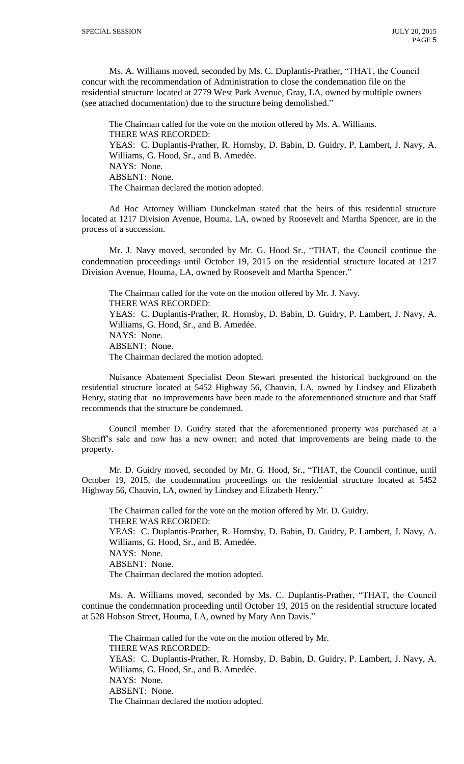Ms. A. Williams moved, seconded by Ms. C. Duplantis-Prather, "THAT, the Council concur with the recommendation of Administration to close the condemnation file on the residential structure located at 2779 West Park Avenue, Gray, LA, owned by multiple owners (see attached documentation) due to the structure being demolished."

The Chairman called for the vote on the motion offered by Ms. A. Williams.
THERE WAS RECORDED:
YEAS: C. Duplantis-Prather, R. Hornsby, D. Babin, D. Guidry, P. Lambert, J. Navy, A. Williams, G. Hood, Sr., and B. Amedée.
NAYS: None.
ABSENT: None.
The Chairman declared the motion adopted.

Ad Hoc Attorney William Dunckelman stated that the heirs of this residential structure located at 1217 Division Avenue, Houma, LA, owned by Roosevelt and Martha Spencer, are in the process of a succession.

Mr. J. Navy moved, seconded by Mr. G. Hood Sr., "THAT, the Council continue the condemnation proceedings until October 19, 2015 on the residential structure located at 1217 Division Avenue, Houma, LA, owned by Roosevelt and Martha Spencer."

The Chairman called for the vote on the motion offered by Mr. J. Navy.
THERE WAS RECORDED:
YEAS: C. Duplantis-Prather, R. Hornsby, D. Babin, D. Guidry, P. Lambert, J. Navy, A. Williams, G. Hood, Sr., and B. Amedée.
NAYS: None.
ABSENT: None.
The Chairman declared the motion adopted.

Nuisance Abatement Specialist Deon Stewart presented the historical background on the residential structure located at 5452 Highway 56, Chauvin, LA, owned by Lindsey and Elizabeth Henry, stating that no improvements have been made to the aforementioned structure and that Staff recommends that the structure be condemned.

Council member D. Guidry stated that the aforementioned property was purchased at a Sheriff's sale and now has a new owner; and noted that improvements are being made to the property.

Mr. D. Guidry moved, seconded by Mr. G. Hood, Sr., "THAT, the Council continue, until October 19, 2015, the condemnation proceedings on the residential structure located at 5452 Highway 56, Chauvin, LA, owned by Lindsey and Elizabeth Henry."

The Chairman called for the vote on the motion offered by Mr. D. Guidry.
THERE WAS RECORDED:
YEAS: C. Duplantis-Prather, R. Hornsby, D. Babin, D. Guidry, P. Lambert, J. Navy, A. Williams, G. Hood, Sr., and B. Amedée.
NAYS: None.
ABSENT: None.
The Chairman declared the motion adopted.

Ms. A. Williams moved, seconded by Ms. C. Duplantis-Prather, "THAT, the Council continue the condemnation proceeding until October 19, 2015 on the residential structure located at 528 Hobson Street, Houma, LA, owned by Mary Ann Davis."

The Chairman called for the vote on the motion offered by Mr.
THERE WAS RECORDED:
YEAS: C. Duplantis-Prather, R. Hornsby, D. Babin, D. Guidry, P. Lambert, J. Navy, A. Williams, G. Hood, Sr., and B. Amedée.
NAYS: None.
ABSENT: None.
The Chairman declared the motion adopted.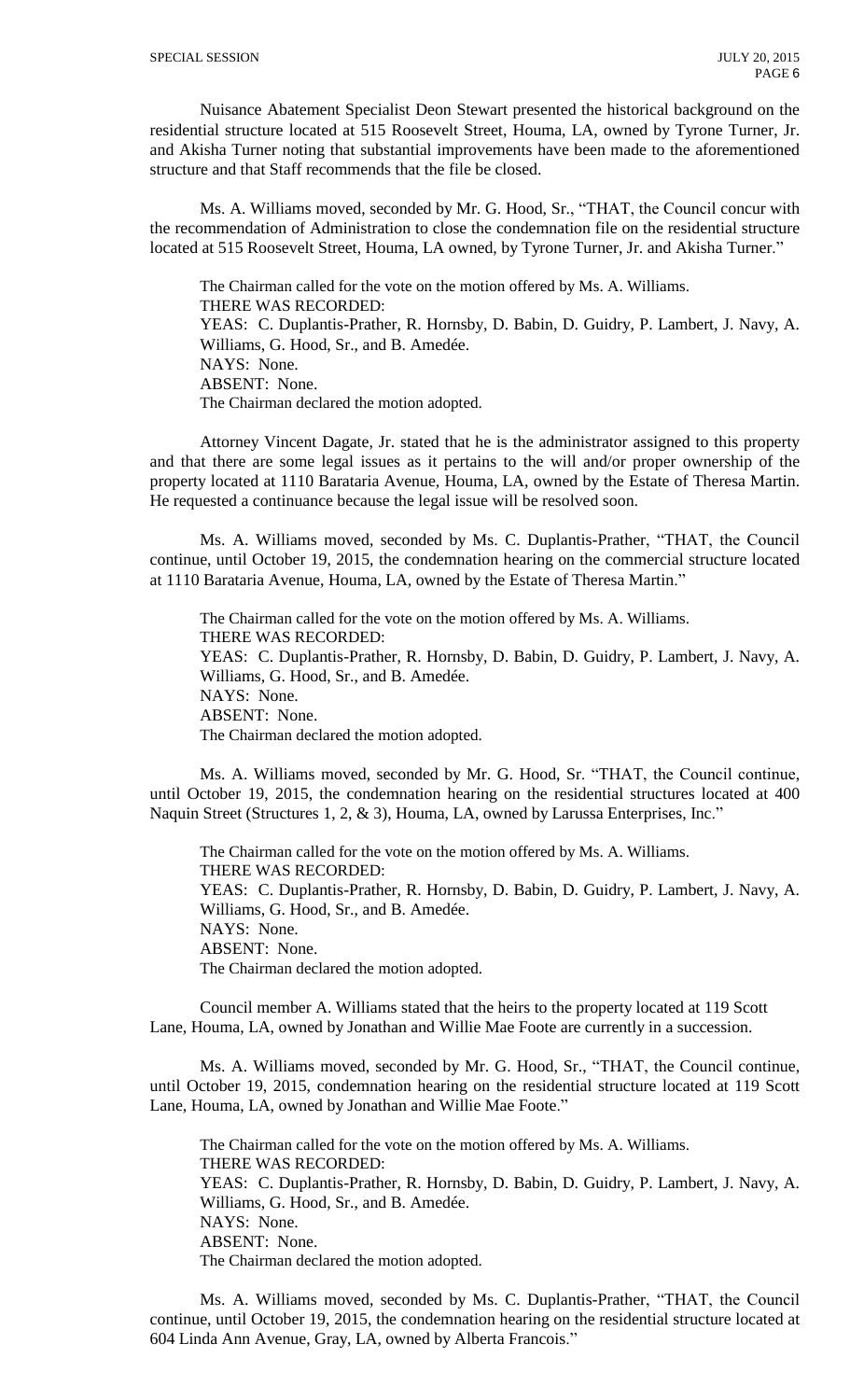Nuisance Abatement Specialist Deon Stewart presented the historical background on the residential structure located at 515 Roosevelt Street, Houma, LA, owned by Tyrone Turner, Jr. and Akisha Turner noting that substantial improvements have been made to the aforementioned structure and that Staff recommends that the file be closed.

Ms. A. Williams moved, seconded by Mr. G. Hood, Sr., "THAT, the Council concur with the recommendation of Administration to close the condemnation file on the residential structure located at 515 Roosevelt Street, Houma, LA owned, by Tyrone Turner, Jr. and Akisha Turner."

The Chairman called for the vote on the motion offered by Ms. A. Williams.
THERE WAS RECORDED:
YEAS: C. Duplantis-Prather, R. Hornsby, D. Babin, D. Guidry, P. Lambert, J. Navy, A. Williams, G. Hood, Sr., and B. Amedée.
NAYS: None.
ABSENT: None.
The Chairman declared the motion adopted.

Attorney Vincent Dagate, Jr. stated that he is the administrator assigned to this property and that there are some legal issues as it pertains to the will and/or proper ownership of the property located at 1110 Barataria Avenue, Houma, LA, owned by the Estate of Theresa Martin. He requested a continuance because the legal issue will be resolved soon.

Ms. A. Williams moved, seconded by Ms. C. Duplantis-Prather, "THAT, the Council continue, until October 19, 2015, the condemnation hearing on the commercial structure located at 1110 Barataria Avenue, Houma, LA, owned by the Estate of Theresa Martin."

The Chairman called for the vote on the motion offered by Ms. A. Williams.
THERE WAS RECORDED:
YEAS: C. Duplantis-Prather, R. Hornsby, D. Babin, D. Guidry, P. Lambert, J. Navy, A. Williams, G. Hood, Sr., and B. Amedée.
NAYS: None.
ABSENT: None.
The Chairman declared the motion adopted.

Ms. A. Williams moved, seconded by Mr. G. Hood, Sr. "THAT, the Council continue, until October 19, 2015, the condemnation hearing on the residential structures located at 400 Naquin Street (Structures 1, 2, & 3), Houma, LA, owned by Larussa Enterprises, Inc."

The Chairman called for the vote on the motion offered by Ms. A. Williams.
THERE WAS RECORDED:
YEAS: C. Duplantis-Prather, R. Hornsby, D. Babin, D. Guidry, P. Lambert, J. Navy, A. Williams, G. Hood, Sr., and B. Amedée.
NAYS: None.
ABSENT: None.
The Chairman declared the motion adopted.

Council member A. Williams stated that the heirs to the property located at 119 Scott Lane, Houma, LA, owned by Jonathan and Willie Mae Foote are currently in a succession.

Ms. A. Williams moved, seconded by Mr. G. Hood, Sr., "THAT, the Council continue, until October 19, 2015, condemnation hearing on the residential structure located at 119 Scott Lane, Houma, LA, owned by Jonathan and Willie Mae Foote."

The Chairman called for the vote on the motion offered by Ms. A. Williams.
THERE WAS RECORDED:
YEAS: C. Duplantis-Prather, R. Hornsby, D. Babin, D. Guidry, P. Lambert, J. Navy, A. Williams, G. Hood, Sr., and B. Amedée.
NAYS: None.
ABSENT: None.
The Chairman declared the motion adopted.

Ms. A. Williams moved, seconded by Ms. C. Duplantis-Prather, "THAT, the Council continue, until October 19, 2015, the condemnation hearing on the residential structure located at 604 Linda Ann Avenue, Gray, LA, owned by Alberta Francois."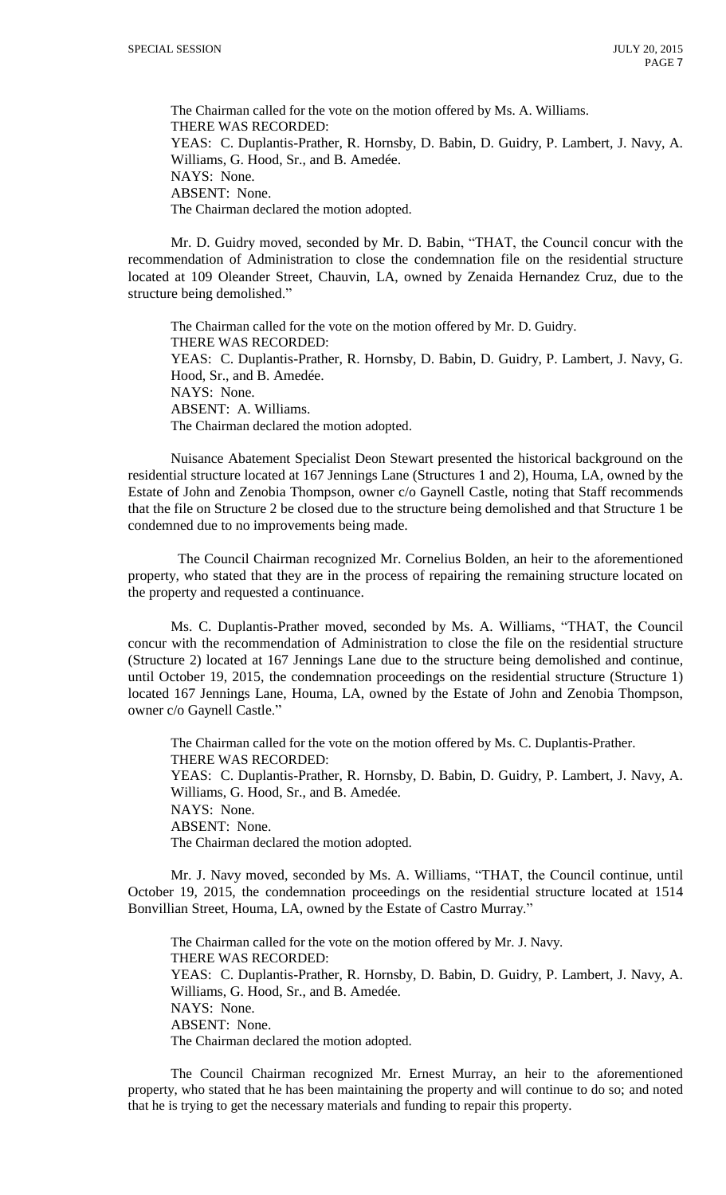The Chairman called for the vote on the motion offered by Ms. A. Williams.
THERE WAS RECORDED:
YEAS: C. Duplantis-Prather, R. Hornsby, D. Babin, D. Guidry, P. Lambert, J. Navy, A. Williams, G. Hood, Sr., and B. Amedée.
NAYS: None.
ABSENT: None.
The Chairman declared the motion adopted.

Mr. D. Guidry moved, seconded by Mr. D. Babin, "THAT, the Council concur with the recommendation of Administration to close the condemnation file on the residential structure located at 109 Oleander Street, Chauvin, LA, owned by Zenaida Hernandez Cruz, due to the structure being demolished."

The Chairman called for the vote on the motion offered by Mr. D. Guidry.
THERE WAS RECORDED:
YEAS: C. Duplantis-Prather, R. Hornsby, D. Babin, D. Guidry, P. Lambert, J. Navy, G. Hood, Sr., and B. Amedée.
NAYS: None.
ABSENT: A. Williams.
The Chairman declared the motion adopted.

Nuisance Abatement Specialist Deon Stewart presented the historical background on the residential structure located at 167 Jennings Lane (Structures 1 and 2), Houma, LA, owned by the Estate of John and Zenobia Thompson, owner c/o Gaynell Castle, noting that Staff recommends that the file on Structure 2 be closed due to the structure being demolished and that Structure 1 be condemned due to no improvements being made.

The Council Chairman recognized Mr. Cornelius Bolden, an heir to the aforementioned property, who stated that they are in the process of repairing the remaining structure located on the property and requested a continuance.

Ms. C. Duplantis-Prather moved, seconded by Ms. A. Williams, "THAT, the Council concur with the recommendation of Administration to close the file on the residential structure (Structure 2) located at 167 Jennings Lane due to the structure being demolished and continue, until October 19, 2015, the condemnation proceedings on the residential structure (Structure 1) located 167 Jennings Lane, Houma, LA, owned by the Estate of John and Zenobia Thompson, owner c/o Gaynell Castle."

The Chairman called for the vote on the motion offered by Ms. C. Duplantis-Prather.
THERE WAS RECORDED:
YEAS: C. Duplantis-Prather, R. Hornsby, D. Babin, D. Guidry, P. Lambert, J. Navy, A. Williams, G. Hood, Sr., and B. Amedée.
NAYS: None.
ABSENT: None.
The Chairman declared the motion adopted.

Mr. J. Navy moved, seconded by Ms. A. Williams, "THAT, the Council continue, until October 19, 2015, the condemnation proceedings on the residential structure located at 1514 Bonvillian Street, Houma, LA, owned by the Estate of Castro Murray."

The Chairman called for the vote on the motion offered by Mr. J. Navy.
THERE WAS RECORDED:
YEAS: C. Duplantis-Prather, R. Hornsby, D. Babin, D. Guidry, P. Lambert, J. Navy, A. Williams, G. Hood, Sr., and B. Amedée.
NAYS: None.
ABSENT: None.
The Chairman declared the motion adopted.

The Council Chairman recognized Mr. Ernest Murray, an heir to the aforementioned property, who stated that he has been maintaining the property and will continue to do so; and noted that he is trying to get the necessary materials and funding to repair this property.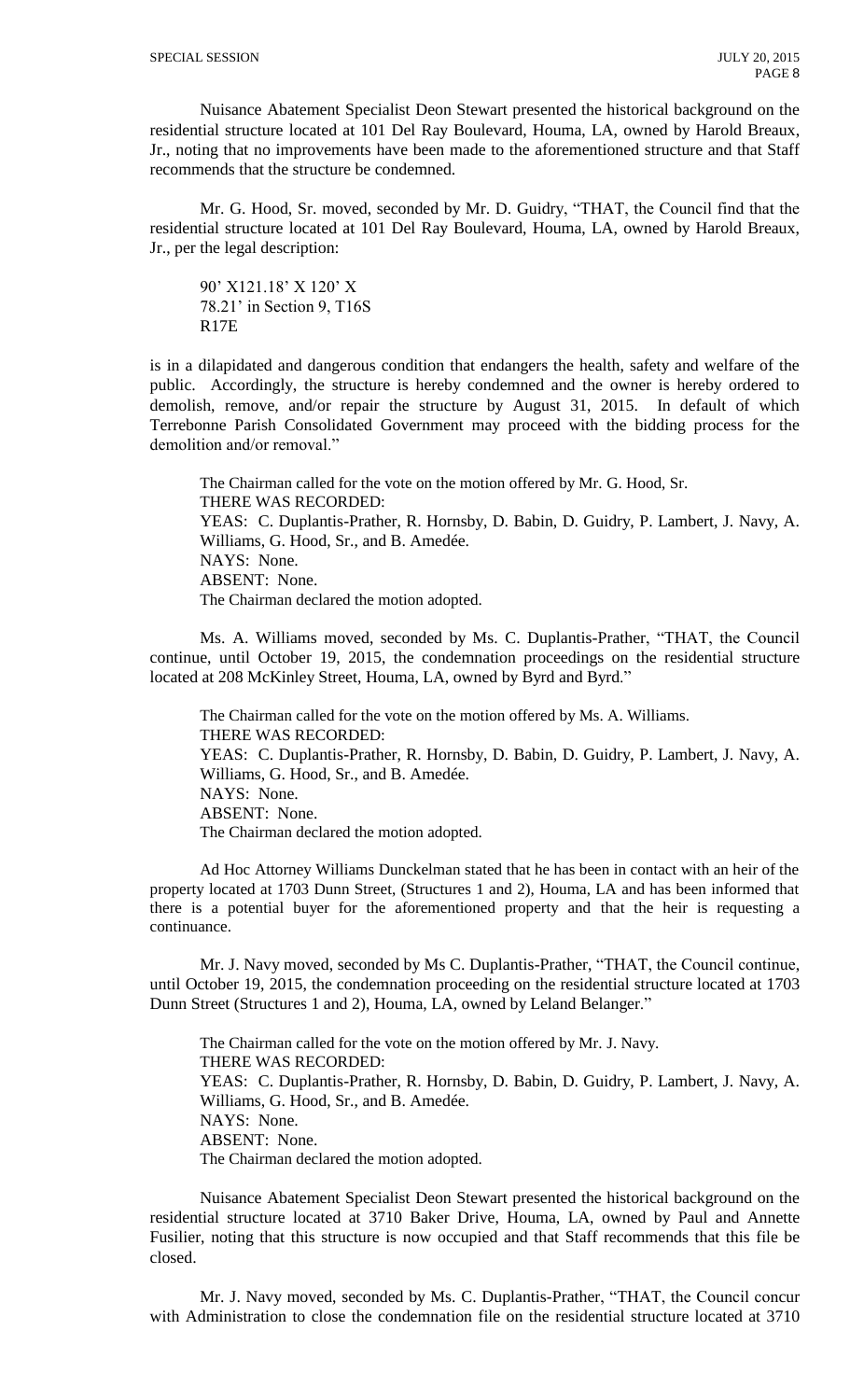Nuisance Abatement Specialist Deon Stewart presented the historical background on the residential structure located at 101 Del Ray Boulevard, Houma, LA, owned by Harold Breaux, Jr., noting that no improvements have been made to the aforementioned structure and that Staff recommends that the structure be condemned.

Mr. G. Hood, Sr. moved, seconded by Mr. D. Guidry, "THAT, the Council find that the residential structure located at 101 Del Ray Boulevard, Houma, LA, owned by Harold Breaux, Jr., per the legal description:

> 90' X121.18' X 120' X
> 78.21' in Section 9, T16S
> R17E

is in a dilapidated and dangerous condition that endangers the health, safety and welfare of the public. Accordingly, the structure is hereby condemned and the owner is hereby ordered to demolish, remove, and/or repair the structure by August 31, 2015. In default of which Terrebonne Parish Consolidated Government may proceed with the bidding process for the demolition and/or removal."

The Chairman called for the vote on the motion offered by Mr. G. Hood, Sr.
THERE WAS RECORDED:
YEAS: C. Duplantis-Prather, R. Hornsby, D. Babin, D. Guidry, P. Lambert, J. Navy, A. Williams, G. Hood, Sr., and B. Amedée.
NAYS: None.
ABSENT: None.
The Chairman declared the motion adopted.

Ms. A. Williams moved, seconded by Ms. C. Duplantis-Prather, "THAT, the Council continue, until October 19, 2015, the condemnation proceedings on the residential structure located at 208 McKinley Street, Houma, LA, owned by Byrd and Byrd."

The Chairman called for the vote on the motion offered by Ms. A. Williams.
THERE WAS RECORDED:
YEAS: C. Duplantis-Prather, R. Hornsby, D. Babin, D. Guidry, P. Lambert, J. Navy, A. Williams, G. Hood, Sr., and B. Amedée.
NAYS: None.
ABSENT: None.
The Chairman declared the motion adopted.

Ad Hoc Attorney Williams Dunckelman stated that he has been in contact with an heir of the property located at 1703 Dunn Street, (Structures 1 and 2), Houma, LA and has been informed that there is a potential buyer for the aforementioned property and that the heir is requesting a continuance.

Mr. J. Navy moved, seconded by Ms C. Duplantis-Prather, "THAT, the Council continue, until October 19, 2015, the condemnation proceeding on the residential structure located at 1703 Dunn Street (Structures 1 and 2), Houma, LA, owned by Leland Belanger."

The Chairman called for the vote on the motion offered by Mr. J. Navy.
THERE WAS RECORDED:
YEAS: C. Duplantis-Prather, R. Hornsby, D. Babin, D. Guidry, P. Lambert, J. Navy, A. Williams, G. Hood, Sr., and B. Amedée.
NAYS: None.
ABSENT: None.
The Chairman declared the motion adopted.

Nuisance Abatement Specialist Deon Stewart presented the historical background on the residential structure located at 3710 Baker Drive, Houma, LA, owned by Paul and Annette Fusilier, noting that this structure is now occupied and that Staff recommends that this file be closed.

Mr. J. Navy moved, seconded by Ms. C. Duplantis-Prather, "THAT, the Council concur with Administration to close the condemnation file on the residential structure located at 3710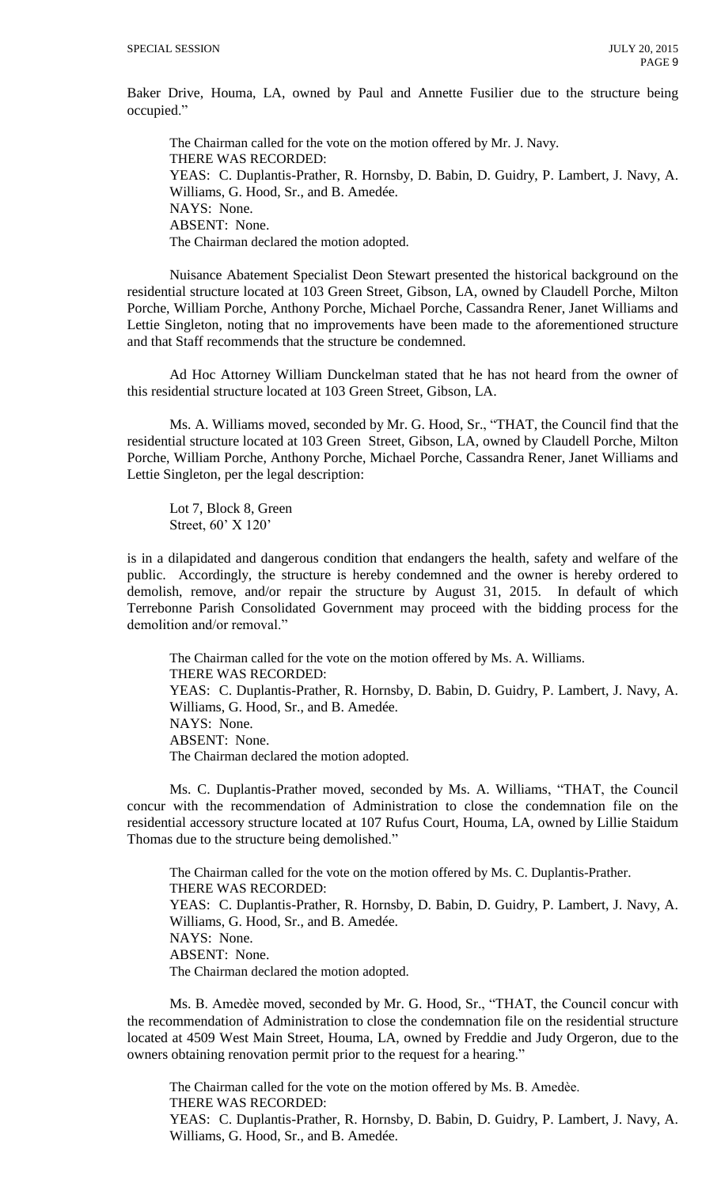Baker Drive, Houma, LA, owned by Paul and Annette Fusilier due to the structure being occupied."

The Chairman called for the vote on the motion offered by Mr. J. Navy.
THERE WAS RECORDED:
YEAS: C. Duplantis-Prather, R. Hornsby, D. Babin, D. Guidry, P. Lambert, J. Navy, A. Williams, G. Hood, Sr., and B. Amedée.
NAYS: None.
ABSENT: None.
The Chairman declared the motion adopted.

Nuisance Abatement Specialist Deon Stewart presented the historical background on the residential structure located at 103 Green Street, Gibson, LA, owned by Claudell Porche, Milton Porche, William Porche, Anthony Porche, Michael Porche, Cassandra Rener, Janet Williams and Lettie Singleton, noting that no improvements have been made to the aforementioned structure and that Staff recommends that the structure be condemned.

Ad Hoc Attorney William Dunckelman stated that he has not heard from the owner of this residential structure located at 103 Green Street, Gibson, LA.

Ms. A. Williams moved, seconded by Mr. G. Hood, Sr., "THAT, the Council find that the residential structure located at 103 Green Street, Gibson, LA, owned by Claudell Porche, Milton Porche, William Porche, Anthony Porche, Michael Porche, Cassandra Rener, Janet Williams and Lettie Singleton, per the legal description:

Lot 7, Block 8, Green
Street, 60' X 120'

is in a dilapidated and dangerous condition that endangers the health, safety and welfare of the public. Accordingly, the structure is hereby condemned and the owner is hereby ordered to demolish, remove, and/or repair the structure by August 31, 2015. In default of which Terrebonne Parish Consolidated Government may proceed with the bidding process for the demolition and/or removal."

The Chairman called for the vote on the motion offered by Ms. A. Williams.
THERE WAS RECORDED:
YEAS: C. Duplantis-Prather, R. Hornsby, D. Babin, D. Guidry, P. Lambert, J. Navy, A. Williams, G. Hood, Sr., and B. Amedée.
NAYS: None.
ABSENT: None.
The Chairman declared the motion adopted.

Ms. C. Duplantis-Prather moved, seconded by Ms. A. Williams, "THAT, the Council concur with the recommendation of Administration to close the condemnation file on the residential accessory structure located at 107 Rufus Court, Houma, LA, owned by Lillie Staidum Thomas due to the structure being demolished."

The Chairman called for the vote on the motion offered by Ms. C. Duplantis-Prather.
THERE WAS RECORDED:
YEAS: C. Duplantis-Prather, R. Hornsby, D. Babin, D. Guidry, P. Lambert, J. Navy, A. Williams, G. Hood, Sr., and B. Amedée.
NAYS: None.
ABSENT: None.
The Chairman declared the motion adopted.

Ms. B. Amedèe moved, seconded by Mr. G. Hood, Sr., "THAT, the Council concur with the recommendation of Administration to close the condemnation file on the residential structure located at 4509 West Main Street, Houma, LA, owned by Freddie and Judy Orgeron, due to the owners obtaining renovation permit prior to the request for a hearing."

The Chairman called for the vote on the motion offered by Ms. B. Amedèe.
THERE WAS RECORDED:
YEAS: C. Duplantis-Prather, R. Hornsby, D. Babin, D. Guidry, P. Lambert, J. Navy, A. Williams, G. Hood, Sr., and B. Amedée.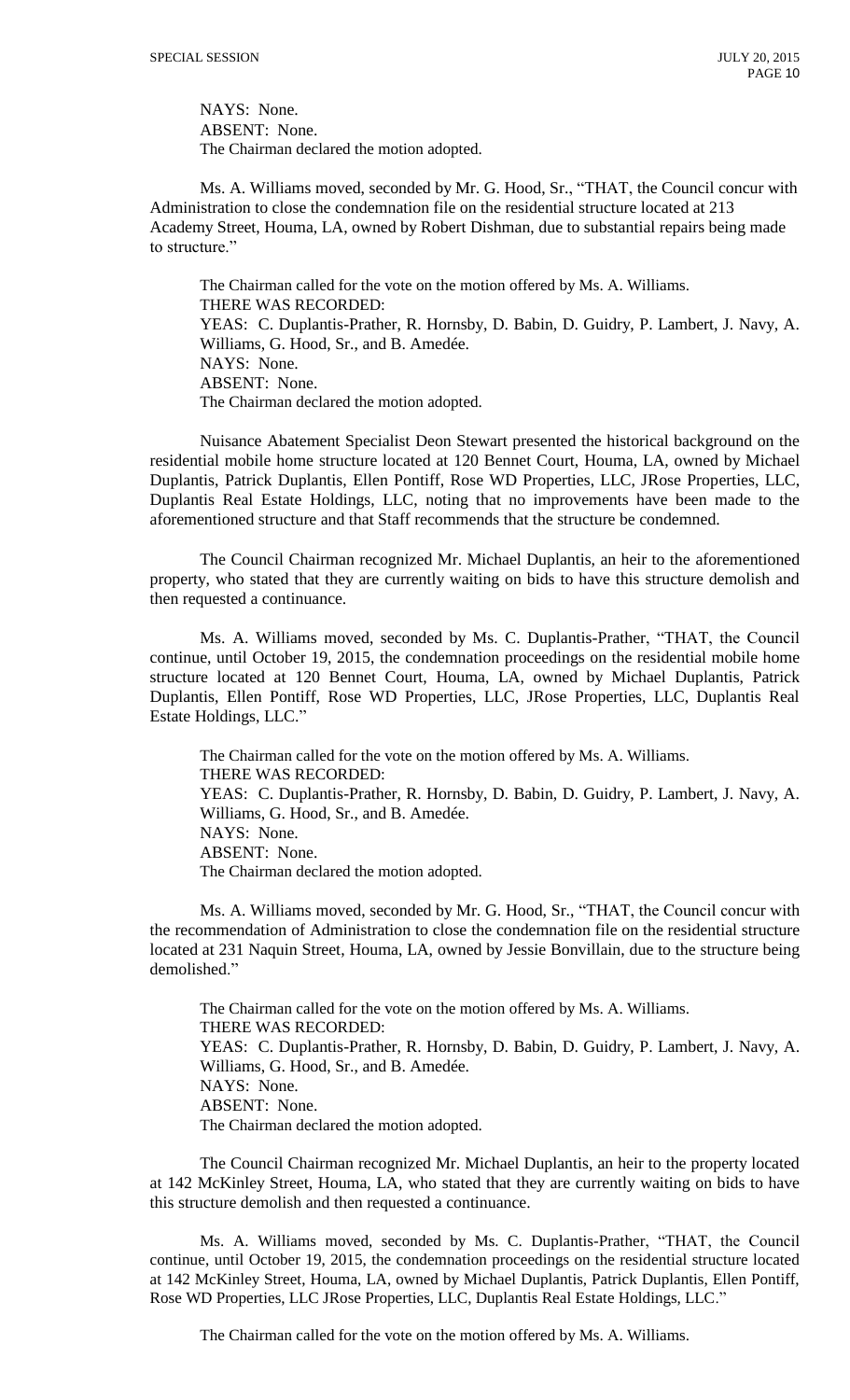NAYS: None.
ABSENT: None.
The Chairman declared the motion adopted.

Ms. A. Williams moved, seconded by Mr. G. Hood, Sr., "THAT, the Council concur with Administration to close the condemnation file on the residential structure located at 213 Academy Street, Houma, LA, owned by Robert Dishman, due to substantial repairs being made to structure."

The Chairman called for the vote on the motion offered by Ms. A. Williams.
THERE WAS RECORDED:
YEAS: C. Duplantis-Prather, R. Hornsby, D. Babin, D. Guidry, P. Lambert, J. Navy, A. Williams, G. Hood, Sr., and B. Amedée.
NAYS: None.
ABSENT: None.
The Chairman declared the motion adopted.

Nuisance Abatement Specialist Deon Stewart presented the historical background on the residential mobile home structure located at 120 Bennet Court, Houma, LA, owned by Michael Duplantis, Patrick Duplantis, Ellen Pontiff, Rose WD Properties, LLC, JRose Properties, LLC, Duplantis Real Estate Holdings, LLC, noting that no improvements have been made to the aforementioned structure and that Staff recommends that the structure be condemned.

The Council Chairman recognized Mr. Michael Duplantis, an heir to the aforementioned property, who stated that they are currently waiting on bids to have this structure demolish and then requested a continuance.

Ms. A. Williams moved, seconded by Ms. C. Duplantis-Prather, "THAT, the Council continue, until October 19, 2015, the condemnation proceedings on the residential mobile home structure located at 120 Bennet Court, Houma, LA, owned by Michael Duplantis, Patrick Duplantis, Ellen Pontiff, Rose WD Properties, LLC, JRose Properties, LLC, Duplantis Real Estate Holdings, LLC."

The Chairman called for the vote on the motion offered by Ms. A. Williams.
THERE WAS RECORDED:
YEAS: C. Duplantis-Prather, R. Hornsby, D. Babin, D. Guidry, P. Lambert, J. Navy, A. Williams, G. Hood, Sr., and B. Amedée.
NAYS: None.
ABSENT: None.
The Chairman declared the motion adopted.

Ms. A. Williams moved, seconded by Mr. G. Hood, Sr., "THAT, the Council concur with the recommendation of Administration to close the condemnation file on the residential structure located at 231 Naquin Street, Houma, LA, owned by Jessie Bonvillain, due to the structure being demolished."

The Chairman called for the vote on the motion offered by Ms. A. Williams.
THERE WAS RECORDED:
YEAS: C. Duplantis-Prather, R. Hornsby, D. Babin, D. Guidry, P. Lambert, J. Navy, A. Williams, G. Hood, Sr., and B. Amedée.
NAYS: None.
ABSENT: None.
The Chairman declared the motion adopted.

The Council Chairman recognized Mr. Michael Duplantis, an heir to the property located at 142 McKinley Street, Houma, LA, who stated that they are currently waiting on bids to have this structure demolish and then requested a continuance.

Ms. A. Williams moved, seconded by Ms. C. Duplantis-Prather, "THAT, the Council continue, until October 19, 2015, the condemnation proceedings on the residential structure located at 142 McKinley Street, Houma, LA, owned by Michael Duplantis, Patrick Duplantis, Ellen Pontiff, Rose WD Properties, LLC JRose Properties, LLC, Duplantis Real Estate Holdings, LLC."

The Chairman called for the vote on the motion offered by Ms. A. Williams.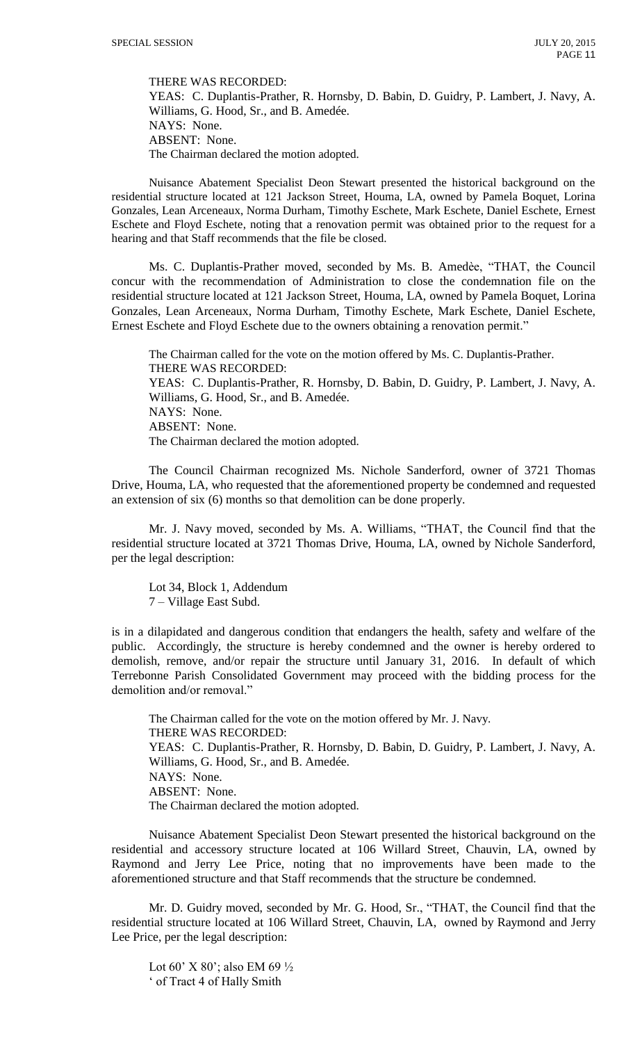THERE WAS RECORDED:
YEAS: C. Duplantis-Prather, R. Hornsby, D. Babin, D. Guidry, P. Lambert, J. Navy, A. Williams, G. Hood, Sr., and B. Amedée.
NAYS: None.
ABSENT: None.
The Chairman declared the motion adopted.

Nuisance Abatement Specialist Deon Stewart presented the historical background on the residential structure located at 121 Jackson Street, Houma, LA, owned by Pamela Boquet, Lorina Gonzales, Lean Arceneaux, Norma Durham, Timothy Eschete, Mark Eschete, Daniel Eschete, Ernest Eschete and Floyd Eschete, noting that a renovation permit was obtained prior to the request for a hearing and that Staff recommends that the file be closed.

Ms. C. Duplantis-Prather moved, seconded by Ms. B. Amedèe, "THAT, the Council concur with the recommendation of Administration to close the condemnation file on the residential structure located at 121 Jackson Street, Houma, LA, owned by Pamela Boquet, Lorina Gonzales, Lean Arceneaux, Norma Durham, Timothy Eschete, Mark Eschete, Daniel Eschete, Ernest Eschete and Floyd Eschete due to the owners obtaining a renovation permit."

The Chairman called for the vote on the motion offered by Ms. C. Duplantis-Prather.
THERE WAS RECORDED:
YEAS: C. Duplantis-Prather, R. Hornsby, D. Babin, D. Guidry, P. Lambert, J. Navy, A. Williams, G. Hood, Sr., and B. Amedée.
NAYS: None.
ABSENT: None.
The Chairman declared the motion adopted.

The Council Chairman recognized Ms. Nichole Sanderford, owner of 3721 Thomas Drive, Houma, LA, who requested that the aforementioned property be condemned and requested an extension of six (6) months so that demolition can be done properly.

Mr. J. Navy moved, seconded by Ms. A. Williams, "THAT, the Council find that the residential structure located at 3721 Thomas Drive, Houma, LA, owned by Nichole Sanderford, per the legal description:

Lot 34, Block 1, Addendum
7 – Village East Subd.

is in a dilapidated and dangerous condition that endangers the health, safety and welfare of the public. Accordingly, the structure is hereby condemned and the owner is hereby ordered to demolish, remove, and/or repair the structure until January 31, 2016. In default of which Terrebonne Parish Consolidated Government may proceed with the bidding process for the demolition and/or removal."

The Chairman called for the vote on the motion offered by Mr. J. Navy.
THERE WAS RECORDED:
YEAS: C. Duplantis-Prather, R. Hornsby, D. Babin, D. Guidry, P. Lambert, J. Navy, A. Williams, G. Hood, Sr., and B. Amedée.
NAYS: None.
ABSENT: None.
The Chairman declared the motion adopted.

Nuisance Abatement Specialist Deon Stewart presented the historical background on the residential and accessory structure located at 106 Willard Street, Chauvin, LA, owned by Raymond and Jerry Lee Price, noting that no improvements have been made to the aforementioned structure and that Staff recommends that the structure be condemned.

Mr. D. Guidry moved, seconded by Mr. G. Hood, Sr., "THAT, the Council find that the residential structure located at 106 Willard Street, Chauvin, LA, owned by Raymond and Jerry Lee Price, per the legal description:

Lot 60' X 80'; also EM 69 ½
' of Tract 4 of Hally Smith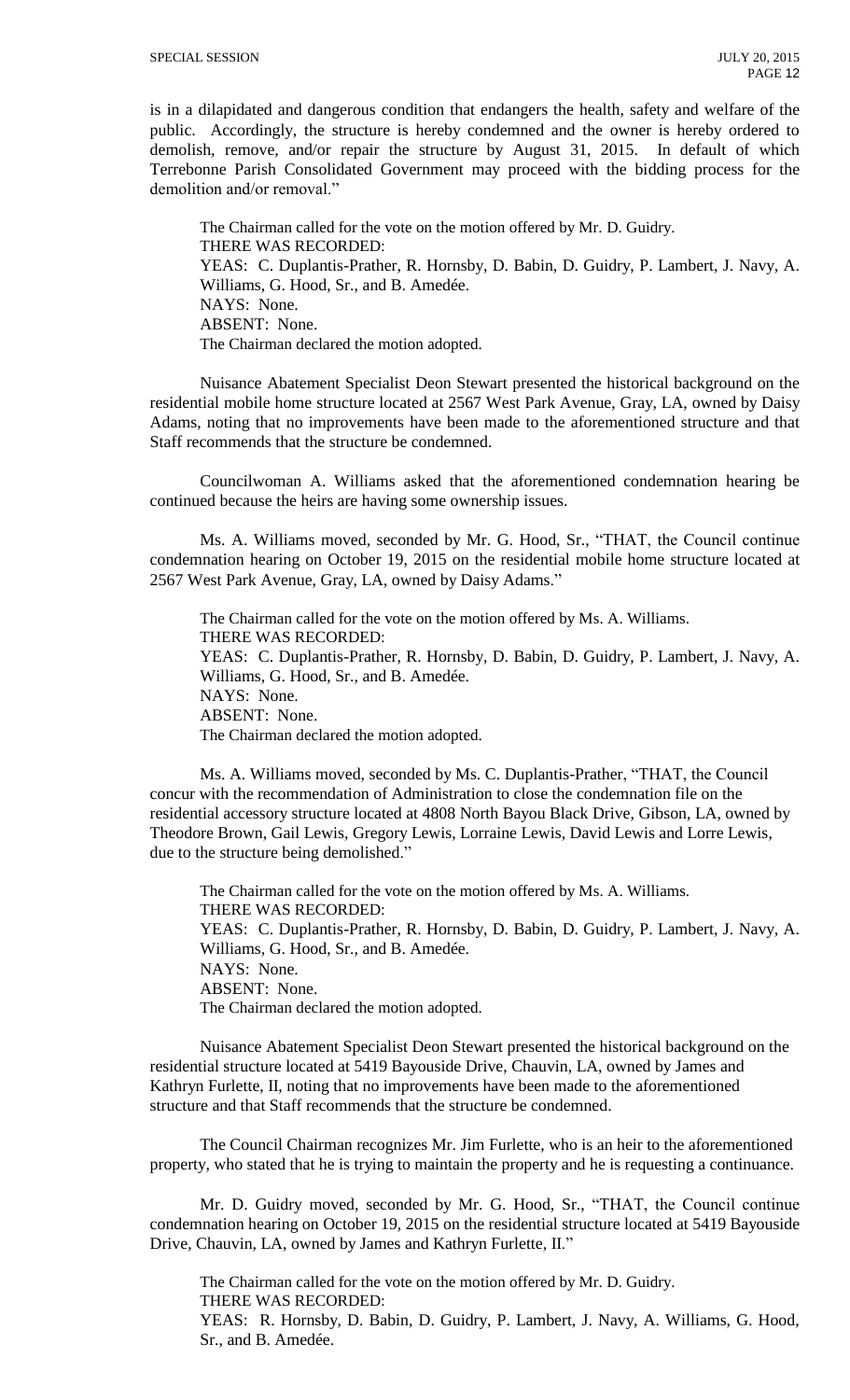is in a dilapidated and dangerous condition that endangers the health, safety and welfare of the public. Accordingly, the structure is hereby condemned and the owner is hereby ordered to demolish, remove, and/or repair the structure by August 31, 2015. In default of which Terrebonne Parish Consolidated Government may proceed with the bidding process for the demolition and/or removal."

The Chairman called for the vote on the motion offered by Mr. D. Guidry.
THERE WAS RECORDED:
YEAS: C. Duplantis-Prather, R. Hornsby, D. Babin, D. Guidry, P. Lambert, J. Navy, A. Williams, G. Hood, Sr., and B. Amedée.
NAYS: None.
ABSENT: None.
The Chairman declared the motion adopted.

Nuisance Abatement Specialist Deon Stewart presented the historical background on the residential mobile home structure located at 2567 West Park Avenue, Gray, LA, owned by Daisy Adams, noting that no improvements have been made to the aforementioned structure and that Staff recommends that the structure be condemned.

Councilwoman A. Williams asked that the aforementioned condemnation hearing be continued because the heirs are having some ownership issues.

Ms. A. Williams moved, seconded by Mr. G. Hood, Sr., "THAT, the Council continue condemnation hearing on October 19, 2015 on the residential mobile home structure located at 2567 West Park Avenue, Gray, LA, owned by Daisy Adams."

The Chairman called for the vote on the motion offered by Ms. A. Williams.
THERE WAS RECORDED:
YEAS: C. Duplantis-Prather, R. Hornsby, D. Babin, D. Guidry, P. Lambert, J. Navy, A. Williams, G. Hood, Sr., and B. Amedée.
NAYS: None.
ABSENT: None.
The Chairman declared the motion adopted.

Ms. A. Williams moved, seconded by Ms. C. Duplantis-Prather, "THAT, the Council concur with the recommendation of Administration to close the condemnation file on the residential accessory structure located at 4808 North Bayou Black Drive, Gibson, LA, owned by Theodore Brown, Gail Lewis, Gregory Lewis, Lorraine Lewis, David Lewis and Lorre Lewis, due to the structure being demolished."

The Chairman called for the vote on the motion offered by Ms. A. Williams.
THERE WAS RECORDED:
YEAS: C. Duplantis-Prather, R. Hornsby, D. Babin, D. Guidry, P. Lambert, J. Navy, A. Williams, G. Hood, Sr., and B. Amedée.
NAYS: None.
ABSENT: None.
The Chairman declared the motion adopted.

Nuisance Abatement Specialist Deon Stewart presented the historical background on the residential structure located at 5419 Bayouside Drive, Chauvin, LA, owned by James and Kathryn Furlette, II, noting that no improvements have been made to the aforementioned structure and that Staff recommends that the structure be condemned.

The Council Chairman recognizes Mr. Jim Furlette, who is an heir to the aforementioned property, who stated that he is trying to maintain the property and he is requesting a continuance.

Mr. D. Guidry moved, seconded by Mr. G. Hood, Sr., "THAT, the Council continue condemnation hearing on October 19, 2015 on the residential structure located at 5419 Bayouside Drive, Chauvin, LA, owned by James and Kathryn Furlette, II."

The Chairman called for the vote on the motion offered by Mr. D. Guidry.
THERE WAS RECORDED:
YEAS: R. Hornsby, D. Babin, D. Guidry, P. Lambert, J. Navy, A. Williams, G. Hood, Sr., and B. Amedée.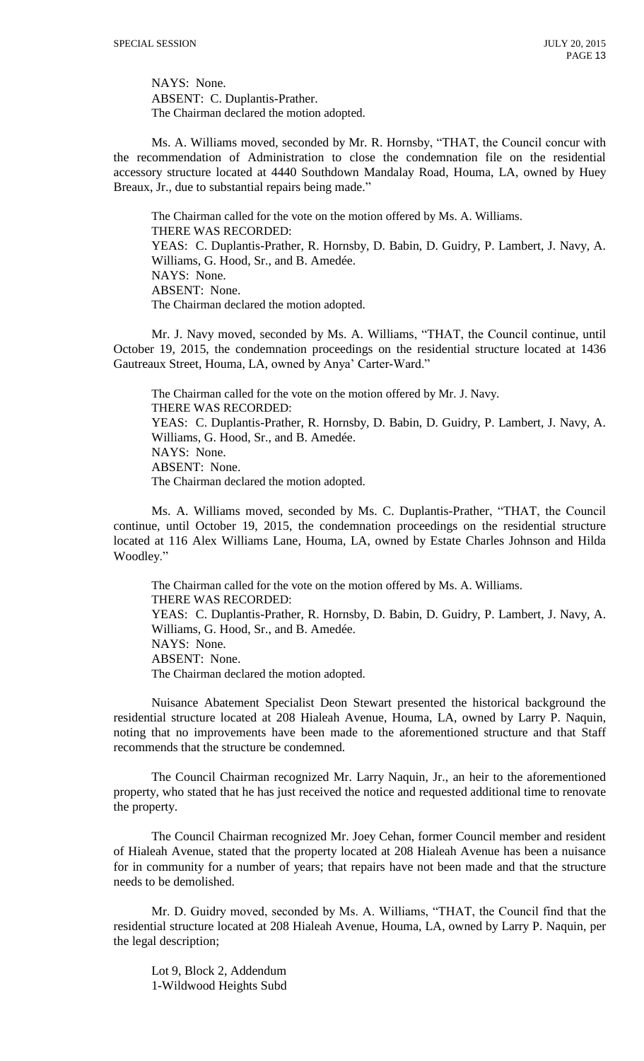NAYS: None.
ABSENT: C. Duplantis-Prather.
The Chairman declared the motion adopted.

Ms. A. Williams moved, seconded by Mr. R. Hornsby, "THAT, the Council concur with the recommendation of Administration to close the condemnation file on the residential accessory structure located at 4440 Southdown Mandalay Road, Houma, LA, owned by Huey Breaux, Jr., due to substantial repairs being made."

The Chairman called for the vote on the motion offered by Ms. A. Williams.
THERE WAS RECORDED:
YEAS: C. Duplantis-Prather, R. Hornsby, D. Babin, D. Guidry, P. Lambert, J. Navy, A. Williams, G. Hood, Sr., and B. Amedée.
NAYS: None.
ABSENT: None.
The Chairman declared the motion adopted.

Mr. J. Navy moved, seconded by Ms. A. Williams, "THAT, the Council continue, until October 19, 2015, the condemnation proceedings on the residential structure located at 1436 Gautreaux Street, Houma, LA, owned by Anya' Carter-Ward."

The Chairman called for the vote on the motion offered by Mr. J. Navy.
THERE WAS RECORDED:
YEAS: C. Duplantis-Prather, R. Hornsby, D. Babin, D. Guidry, P. Lambert, J. Navy, A. Williams, G. Hood, Sr., and B. Amedée.
NAYS: None.
ABSENT: None.
The Chairman declared the motion adopted.

Ms. A. Williams moved, seconded by Ms. C. Duplantis-Prather, "THAT, the Council continue, until October 19, 2015, the condemnation proceedings on the residential structure located at 116 Alex Williams Lane, Houma, LA, owned by Estate Charles Johnson and Hilda Woodley."

The Chairman called for the vote on the motion offered by Ms. A. Williams.
THERE WAS RECORDED:
YEAS: C. Duplantis-Prather, R. Hornsby, D. Babin, D. Guidry, P. Lambert, J. Navy, A. Williams, G. Hood, Sr., and B. Amedée.
NAYS: None.
ABSENT: None.
The Chairman declared the motion adopted.

Nuisance Abatement Specialist Deon Stewart presented the historical background the residential structure located at 208 Hialeah Avenue, Houma, LA, owned by Larry P. Naquin, noting that no improvements have been made to the aforementioned structure and that Staff recommends that the structure be condemned.

The Council Chairman recognized Mr. Larry Naquin, Jr., an heir to the aforementioned property, who stated that he has just received the notice and requested additional time to renovate the property.

The Council Chairman recognized Mr. Joey Cehan, former Council member and resident of Hialeah Avenue, stated that the property located at 208 Hialeah Avenue has been a nuisance for in community for a number of years; that repairs have not been made and that the structure needs to be demolished.

Mr. D. Guidry moved, seconded by Ms. A. Williams, "THAT, the Council find that the residential structure located at 208 Hialeah Avenue, Houma, LA, owned by Larry P. Naquin, per the legal description;

Lot 9, Block 2, Addendum
1-Wildwood Heights Subd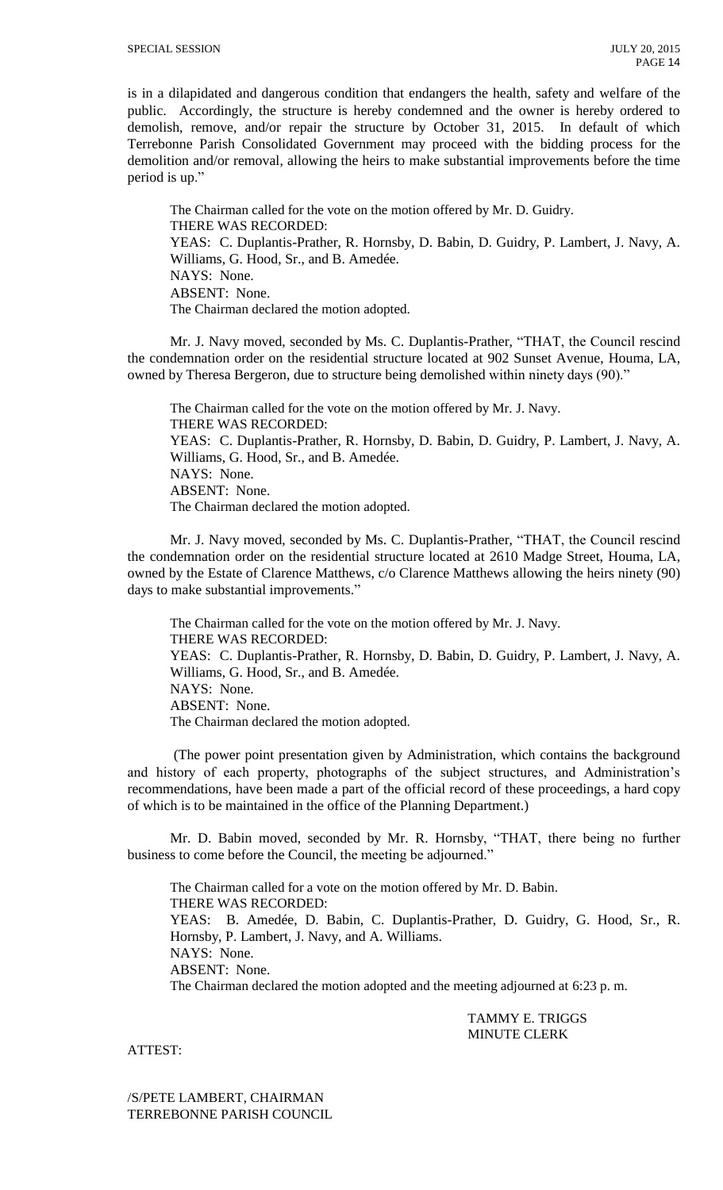is in a dilapidated and dangerous condition that endangers the health, safety and welfare of the public. Accordingly, the structure is hereby condemned and the owner is hereby ordered to demolish, remove, and/or repair the structure by October 31, 2015. In default of which Terrebonne Parish Consolidated Government may proceed with the bidding process for the demolition and/or removal, allowing the heirs to make substantial improvements before the time period is up."

The Chairman called for the vote on the motion offered by Mr. D. Guidry.
THERE WAS RECORDED:
YEAS: C. Duplantis-Prather, R. Hornsby, D. Babin, D. Guidry, P. Lambert, J. Navy, A. Williams, G. Hood, Sr., and B. Amedée.
NAYS: None.
ABSENT: None.
The Chairman declared the motion adopted.

Mr. J. Navy moved, seconded by Ms. C. Duplantis-Prather, "THAT, the Council rescind the condemnation order on the residential structure located at 902 Sunset Avenue, Houma, LA, owned by Theresa Bergeron, due to structure being demolished within ninety days (90)."

The Chairman called for the vote on the motion offered by Mr. J. Navy.
THERE WAS RECORDED:
YEAS: C. Duplantis-Prather, R. Hornsby, D. Babin, D. Guidry, P. Lambert, J. Navy, A. Williams, G. Hood, Sr., and B. Amedée.
NAYS: None.
ABSENT: None.
The Chairman declared the motion adopted.

Mr. J. Navy moved, seconded by Ms. C. Duplantis-Prather, "THAT, the Council rescind the condemnation order on the residential structure located at 2610 Madge Street, Houma, LA, owned by the Estate of Clarence Matthews, c/o Clarence Matthews allowing the heirs ninety (90) days to make substantial improvements."

The Chairman called for the vote on the motion offered by Mr. J. Navy.
THERE WAS RECORDED:
YEAS: C. Duplantis-Prather, R. Hornsby, D. Babin, D. Guidry, P. Lambert, J. Navy, A. Williams, G. Hood, Sr., and B. Amedée.
NAYS: None.
ABSENT: None.
The Chairman declared the motion adopted.

(The power point presentation given by Administration, which contains the background and history of each property, photographs of the subject structures, and Administration's recommendations, have been made a part of the official record of these proceedings, a hard copy of which is to be maintained in the office of the Planning Department.)

Mr. D. Babin moved, seconded by Mr. R. Hornsby, "THAT, there being no further business to come before the Council, the meeting be adjourned."

The Chairman called for a vote on the motion offered by Mr. D. Babin.
THERE WAS RECORDED:
YEAS: B. Amedée, D. Babin, C. Duplantis-Prather, D. Guidry, G. Hood, Sr., R. Hornsby, P. Lambert, J. Navy, and A. Williams.
NAYS: None.
ABSENT: None.
The Chairman declared the motion adopted and the meeting adjourned at 6:23 p. m.

TAMMY E. TRIGGS
MINUTE CLERK

ATTEST:

/S/PETE LAMBERT, CHAIRMAN
TERREBONNE PARISH COUNCIL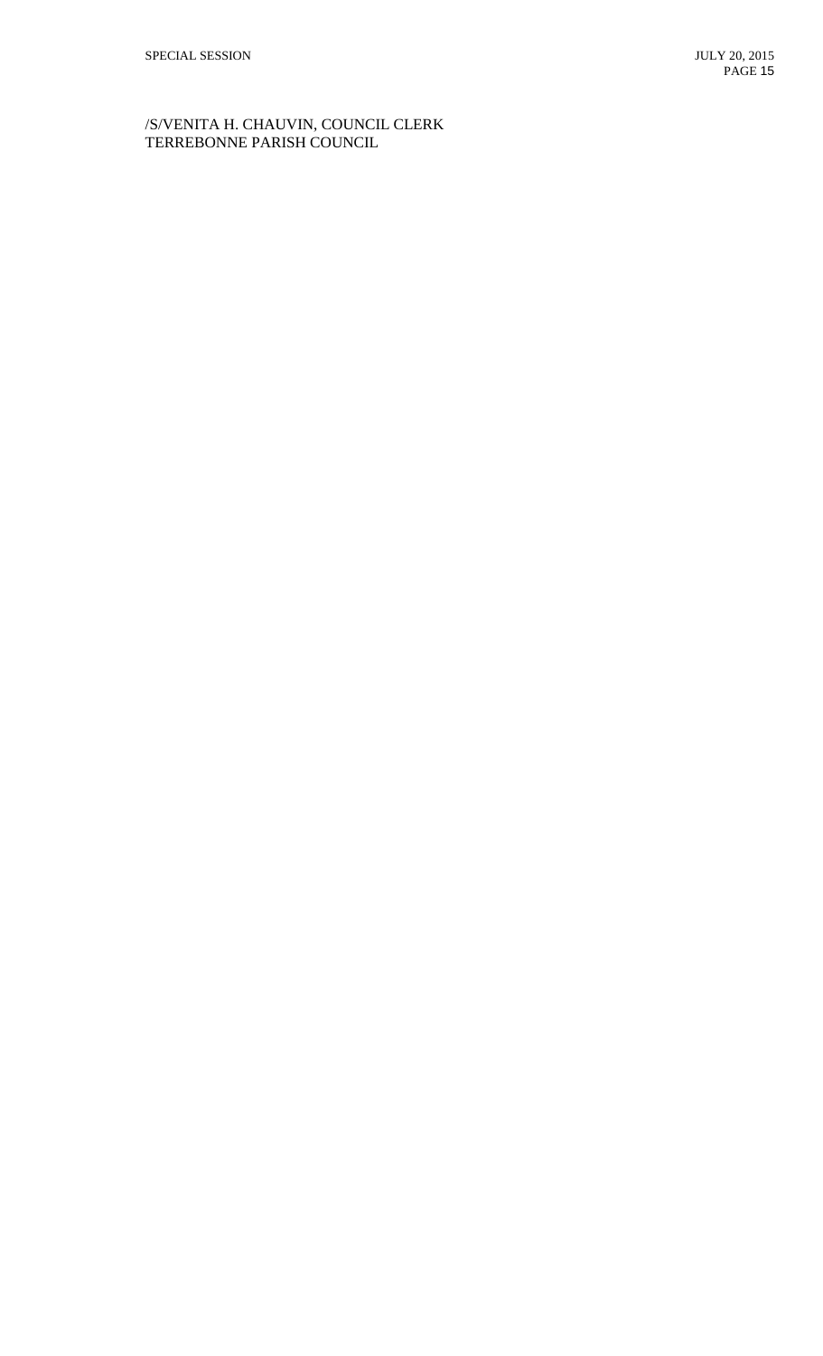/S/VENITA H. CHAUVIN, COUNCIL CLERK
TERREBONNE PARISH COUNCIL